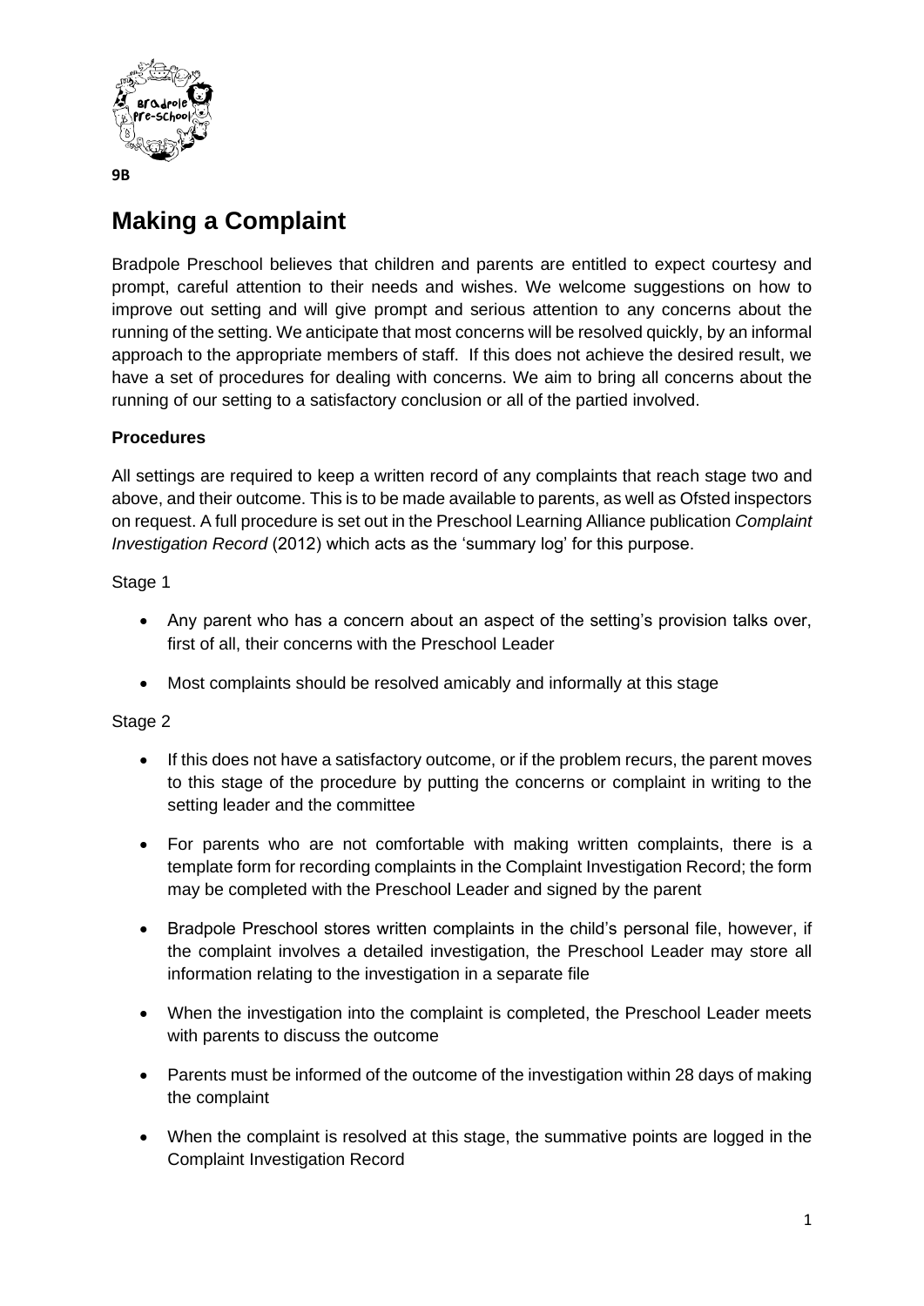9B

# Making a Complaint

Bradpole Preschool believes that children and parents are entitled to expect courtesy and prompt, careful attention to their needs and wishes. We welcome suggestions on how to improve out setting and will give prompt and serious attention to any concerns about the running of the setting. We anticipate that most concerns will be resolved quickly, by an informal approach to the appropriate members of staff. If this does not achieve the desired result, we have a set of procedures for dealing with concerns. We aim to bring all concerns about the running of our setting to a satisfactory conclusion or all of the partied involved.

**Procedures**

All settings are required to keep a written record of any complaints that reach stage two and above, and their outcome. This is to be made available to parents, as well as Ofsted inspectors on request. A full procedure is set out in the Preschool Learning Alliance publication *Complaint Investigation Record* (2012) which acts as the 'summary log' for this purpose.

Stage 1

- Any parent who has a concern about an aspect of the setting's provision talks over, first of all, their concerns with the Preschool Leader
- Most complaints should be resolved amicably and informally at this stage

Stage 2

- If this does not have a satisfactory outcome, or if the problem recurs, the parent moves to this stage of the procedure by putting the concerns or complaint in writing to the setting leader and the committee
- For parents who are not comfortable with making written complaints, there is a template form for recording complaints in the Complaint Investigation Record; the form may be completed with the Preschool Leader and signed by the parent
- Bradpole Preschool stores written complaints in the child's personal file, however, if the complaint involves a detailed investigation, the Preschool Leader may store all information relating to the investigation in a separate file
- When the investigation into the complaint is completed, the Preschool Leader meets with parents to discuss the outcome
- Parents must be informed of the outcome of the investigation within 28 days of making the complaint
- When the complaint is resolved at this stage, the summative points are logged in the Complaint Investigation Record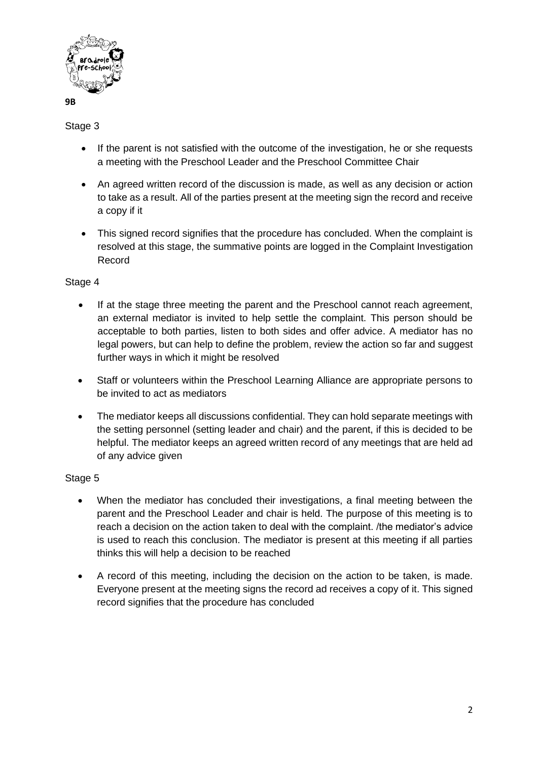**9B**

Stage 3

- If the parent is not satisfied with the outcome of the investigation, he or she requests a meeting with the Preschool Leader and the Preschool Committee Chair
- An agreed written record of the discussion is made, as well as any decision or action to take as a result. All of the parties present at the meeting sign the record and receive a copy if it
- This signed record signifies that the procedure has concluded. When the complaint is resolved at this stage, the summative points are logged in the Complaint Investigation Record

Stage 4

- If at the stage three meeting the parent and the Preschool cannot reach agreement, an external mediator is invited to help settle the complaint. This person should be acceptable to both parties, listen to both sides and offer advice. A mediator has no legal powers, but can help to define the problem, review the action so far and suggest further ways in which it might be resolved
- Staff or volunteers within the Preschool Learning Alliance are appropriate persons to be invited to act as mediators
- The mediator keeps all discussions confidential. They can hold separate meetings with the setting personnel (setting leader and chair) and the parent, if this is decided to be helpful. The mediator keeps an agreed written record of any meetings that are held ad of any advice given

Stage 5

- When the mediator has concluded their investigations, a final meeting between the parent and the Preschool Leader and chair is held. The purpose of this meeting is to reach a decision on the action taken to deal with the complaint. /the mediator's advice is used to reach this conclusion. The mediator is present at this meeting if all parties thinks this will help a decision to be reached
- A record of this meeting, including the decision on the action to be taken, is made. Everyone present at the meeting signs the record ad receives a copy of it. This signed record signifies that the procedure has concluded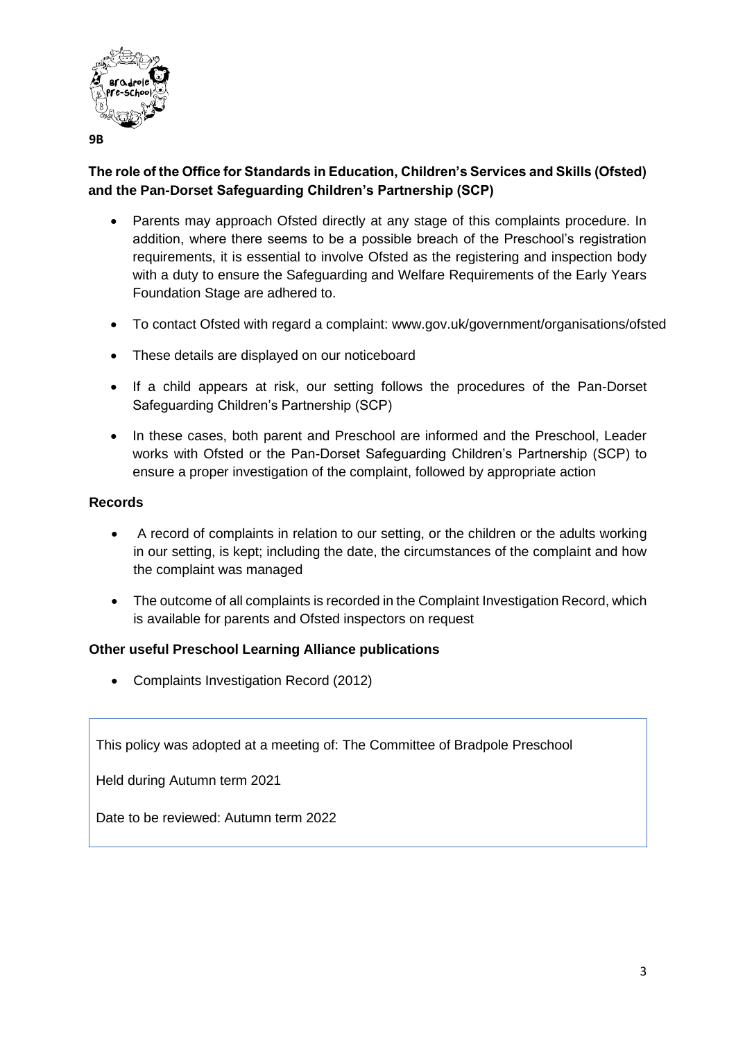9B

## The role of the Office for Standards in Education, Children's Services and Skills (Ofsted) and the Pan-Dorset Safeguarding Children's Partnership (SCP)

- Parents may approach Ofsted directly at any stage of this complaints procedure. In addition, where there seems to be a possible breach of the Preschool's registration requirements, it is essential to involve Ofsted as the registering and inspection body with a duty to ensure the Safeguarding and Welfare Requirements of the Early Years Foundation Stage are adhered to.
- To contact Ofsted with regard a complaint: www.gov.uk/government/organisations/ofsted
- These details are displayed on our noticeboard
- If a child appears at risk, our setting follows the procedures of the Pan-Dorset Safeguarding Children's Partnership (SCP)
- In these cases, both parent and Preschool are informed and the Preschool, Leader works with Ofsted or the Pan-Dorset Safeguarding Children's Partnership (SCP) to ensure a proper investigation of the complaint, followed by appropriate action

### Records

- A record of complaints in relation to our setting, or the children or the adults working in our setting, is kept; including the date, the circumstances of the complaint and how the complaint was managed
- The outcome of all complaints is recorded in the Complaint Investigation Record, which is available for parents and Ofsted inspectors on request

### Other useful Preschool Learning Alliance publications

- Complaints Investigation Record (2012)

This policy was adopted at a meeting of: The Committee of Bradpole Preschool

Held during Autumn term 2021

Date to be reviewed: Autumn term 2022